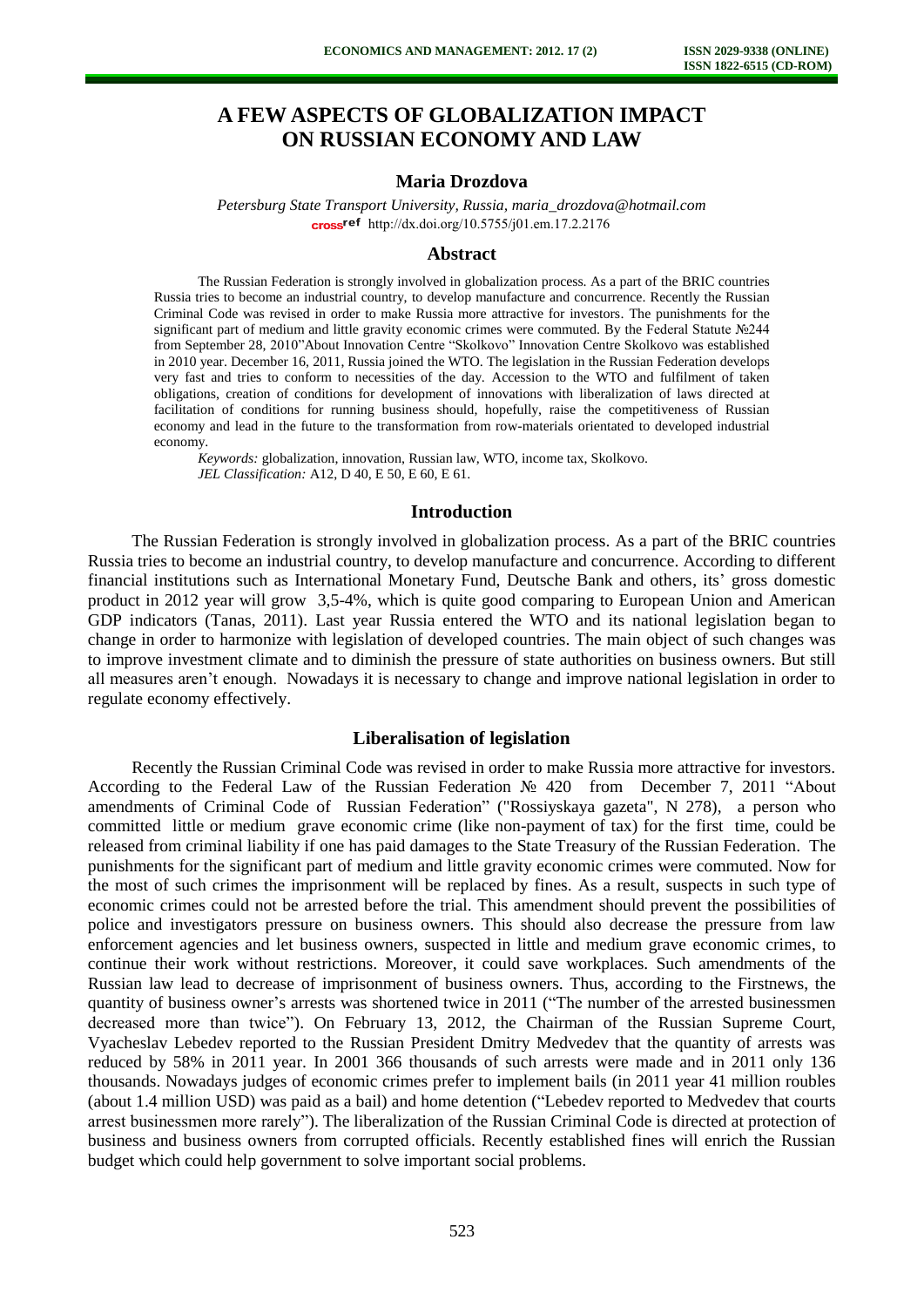# A FEW ASPECTS OF GLOBALIZATION IMPACT ON RUSSIAN ECONOMY AND LAW

**Maria Drozdova**

*Petersburg State Transport University, Russia, maria_drozdova@hotmail.com*
http://dx.doi.org/10.5755/j01.em.17.2.2176

## Abstract

The Russian Federation is strongly involved in globalization process. As a part of the BRIC countries Russia tries to become an industrial country, to develop manufacture and concurrence. Recently the Russian Criminal Code was revised in order to make Russia more attractive for investors. The punishments for the significant part of medium and little gravity economic crimes were commuted. By the Federal Statute №244 from September 28, 2010"About Innovation Centre "Skolkovo" Innovation Centre Skolkovo was established in 2010 year. December 16, 2011, Russia joined the WTO. The legislation in the Russian Federation develops very fast and tries to conform to necessities of the day. Accession to the WTO and fulfilment of taken obligations, creation of conditions for development of innovations with liberalization of laws directed at facilitation of conditions for running business should, hopefully, raise the competitiveness of Russian economy and lead in the future to the transformation from row-materials orientated to developed industrial economy.

*Keywords:* globalization, innovation, Russian law, WTO, income tax, Skolkovo.
*JEL Classification:* A12, D 40, E 50, E 60, E 61.

## Introduction

The Russian Federation is strongly involved in globalization process. As a part of the BRIC countries Russia tries to become an industrial country, to develop manufacture and concurrence. According to different financial institutions such as International Monetary Fund, Deutsche Bank and others, its' gross domestic product in 2012 year will grow 3,5-4%, which is quite good comparing to European Union and American GDP indicators (Tanas, 2011). Last year Russia entered the WTO and its national legislation began to change in order to harmonize with legislation of developed countries. The main object of such changes was to improve investment climate and to diminish the pressure of state authorities on business owners. But still all measures aren't enough. Nowadays it is necessary to change and improve national legislation in order to regulate economy effectively.

## Liberalisation of legislation

Recently the Russian Criminal Code was revised in order to make Russia more attractive for investors. According to the Federal Law of the Russian Federation № 420 from December 7, 2011 "About amendments of Criminal Code of Russian Federation" ("Rossiyskaya gazeta", N 278), a person who committed little or medium grave economic crime (like non-payment of tax) for the first time, could be released from criminal liability if one has paid damages to the State Treasury of the Russian Federation. The punishments for the significant part of medium and little gravity economic crimes were commuted. Now for the most of such crimes the imprisonment will be replaced by fines. As a result, suspects in such type of economic crimes could not be arrested before the trial. This amendment should prevent the possibilities of police and investigators pressure on business owners. This should also decrease the pressure from law enforcement agencies and let business owners, suspected in little and medium grave economic crimes, to continue their work without restrictions. Moreover, it could save workplaces. Such amendments of the Russian law lead to decrease of imprisonment of business owners. Thus, according to the Firstnews, the quantity of business owner's arrests was shortened twice in 2011 ("The number of the arrested businessmen decreased more than twice"). On February 13, 2012, the Chairman of the Russian Supreme Court, Vyacheslav Lebedev reported to the Russian President Dmitry Medvedev that the quantity of arrests was reduced by 58% in 2011 year. In 2001 366 thousands of such arrests were made and in 2011 only 136 thousands. Nowadays judges of economic crimes prefer to implement bails (in 2011 year 41 million roubles (about 1.4 million USD) was paid as a bail) and home detention ("Lebedev reported to Medvedev that courts arrest businessmen more rarely"). The liberalization of the Russian Criminal Code is directed at protection of business and business owners from corrupted officials. Recently established fines will enrich the Russian budget which could help government to solve important social problems.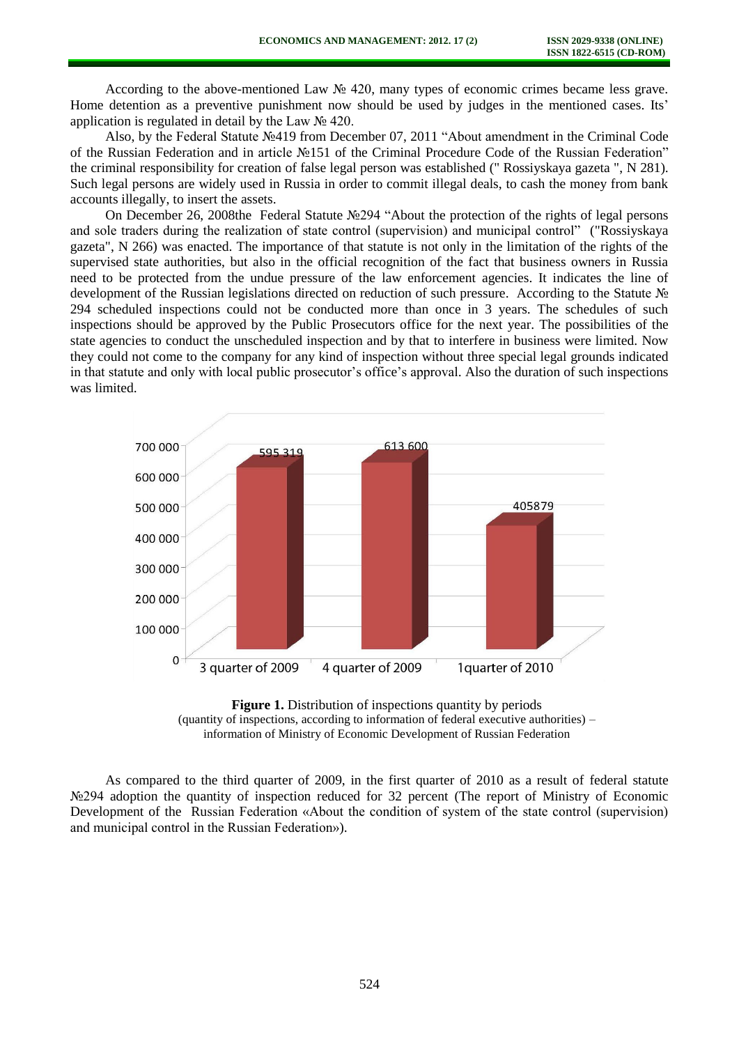According to the above-mentioned Law № 420, many types of economic crimes became less grave. Home detention as a preventive punishment now should be used by judges in the mentioned cases. Its' application is regulated in detail by the Law № 420.

Also, by the Federal Statute №419 from December 07, 2011 "About amendment in the Criminal Code of the Russian Federation and in article №151 of the Criminal Procedure Code of the Russian Federation" the criminal responsibility for creation of false legal person was established (" Rossiyskaya gazeta ", N 281). Such legal persons are widely used in Russia in order to commit illegal deals, to cash the money from bank accounts illegally, to insert the assets.

On December 26, 2008the Federal Statute №294 "About the protection of the rights of legal persons and sole traders during the realization of state control (supervision) and municipal control" ("Rossiyskaya gazeta", N 266) was enacted. The importance of that statute is not only in the limitation of the rights of the supervised state authorities, but also in the official recognition of the fact that business owners in Russia need to be protected from the undue pressure of the law enforcement agencies. It indicates the line of development of the Russian legislations directed on reduction of such pressure. According to the Statute № 294 scheduled inspections could not be conducted more than once in 3 years. The schedules of such inspections should be approved by the Public Prosecutors office for the next year. The possibilities of the state agencies to conduct the unscheduled inspection and by that to interfere in business were limited. Now they could not come to the company for any kind of inspection without three special legal grounds indicated in that statute and only with local public prosecutor's office's approval. Also the duration of such inspections was limited.

| Period | Quantity of inspections |
|---|---|
| 3 quarter of 2009 | 595 319 |
| 4 quarter of 2009 | 613 600 |
| 1quarter of 2010 | 405879 |

**Figure 1.** Distribution of inspections quantity by periods (quantity of inspections, according to information of federal executive authorities) – information of Ministry of Economic Development of Russian Federation

As compared to the third quarter of 2009, in the first quarter of 2010 as a result of federal statute №294 adoption the quantity of inspection reduced for 32 percent (The report of Ministry of Economic Development of the Russian Federation «About the condition of system of the state control (supervision) and municipal control in the Russian Federation»).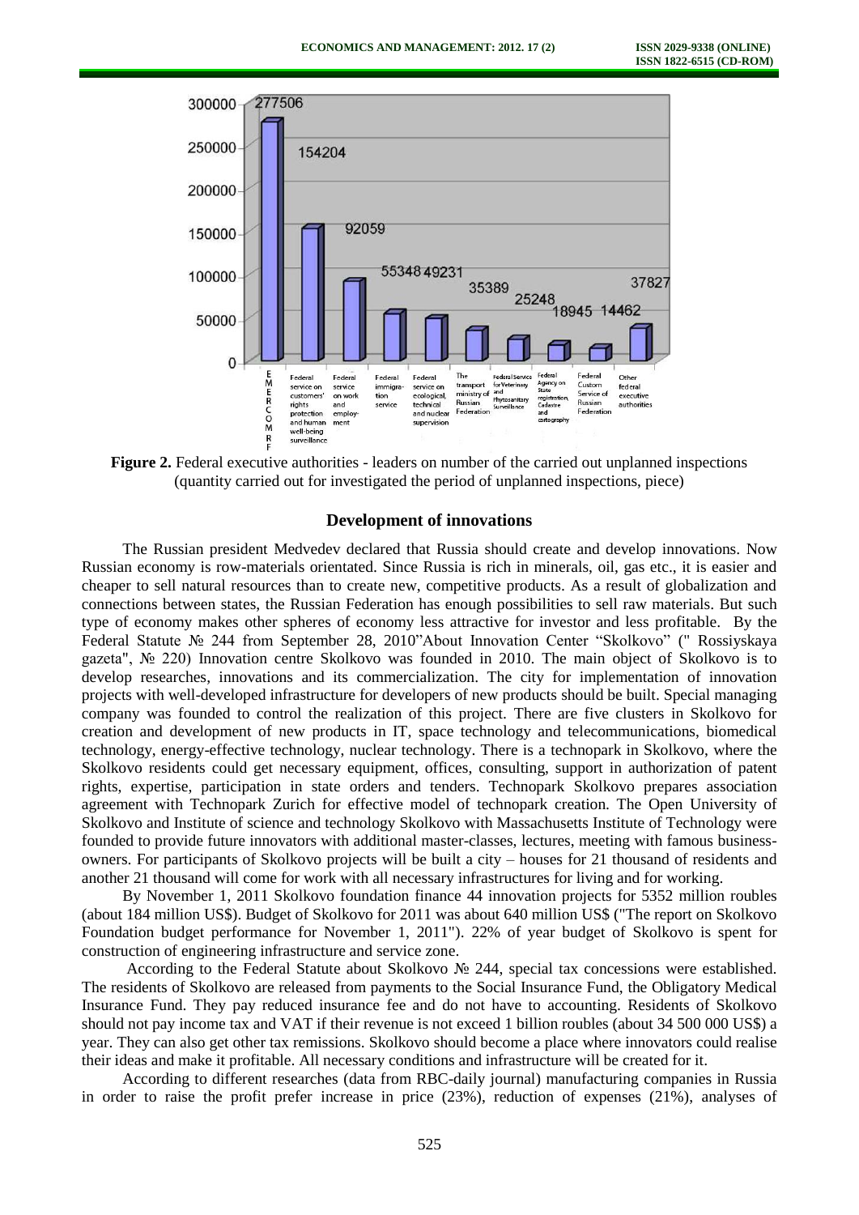**Figure 2.** Federal executive authorities - leaders on number of the carried out unplanned inspections (quantity carried out for investigated the period of unplanned inspections, piece)

## Development of innovations

The Russian president Medvedev declared that Russia should create and develop innovations. Now Russian economy is row-materials orientated. Since Russia is rich in minerals, oil, gas etc., it is easier and cheaper to sell natural resources than to create new, competitive products. As a result of globalization and connections between states, the Russian Federation has enough possibilities to sell raw materials. But such type of economy makes other spheres of economy less attractive for investor and less profitable. By the Federal Statute № 244 from September 28, 2010"About Innovation Center "Skolkovo" (" Rossiyskaya gazeta", № 220) Innovation centre Skolkovo was founded in 2010. The main object of Skolkovo is to develop researches, innovations and its commercialization. The city for implementation of innovation projects with well-developed infrastructure for developers of new products should be built. Special managing company was founded to control the realization of this project. There are five clusters in Skolkovo for creation and development of new products in IT, space technology and telecommunications, biomedical technology, energy-effective technology, nuclear technology. There is a technopark in Skolkovo, where the Skolkovo residents could get necessary equipment, offices, consulting, support in authorization of patent rights, expertise, participation in state orders and tenders. Technopark Skolkovo prepares association agreement with Technopark Zurich for effective model of technopark creation. The Open University of Skolkovo and Institute of science and technology Skolkovo with Massachusetts Institute of Technology were founded to provide future innovators with additional master-classes, lectures, meeting with famous business-owners. For participants of Skolkovo projects will be built a city – houses for 21 thousand of residents and another 21 thousand will come for work with all necessary infrastructures for living and for working.

By November 1, 2011 Skolkovo foundation finance 44 innovation projects for 5352 million roubles (about 184 million US$). Budget of Skolkovo for 2011 was about 640 million US$ ("The report on Skolkovo Foundation budget performance for November 1, 2011"). 22% of year budget of Skolkovo is spent for construction of engineering infrastructure and service zone.

According to the Federal Statute about Skolkovo № 244, special tax concessions were established. The residents of Skolkovo are released from payments to the Social Insurance Fund, the Obligatory Medical Insurance Fund. They pay reduced insurance fee and do not have to accounting. Residents of Skolkovo should not pay income tax and VAT if their revenue is not exceed 1 billion roubles (about 34 500 000 US$) a year. They can also get other tax remissions. Skolkovo should become a place where innovators could realise their ideas and make it profitable. All necessary conditions and infrastructure will be created for it.

According to different researches (data from RBC-daily journal) manufacturing companies in Russia in order to raise the profit prefer increase in price (23%), reduction of expenses (21%), analyses of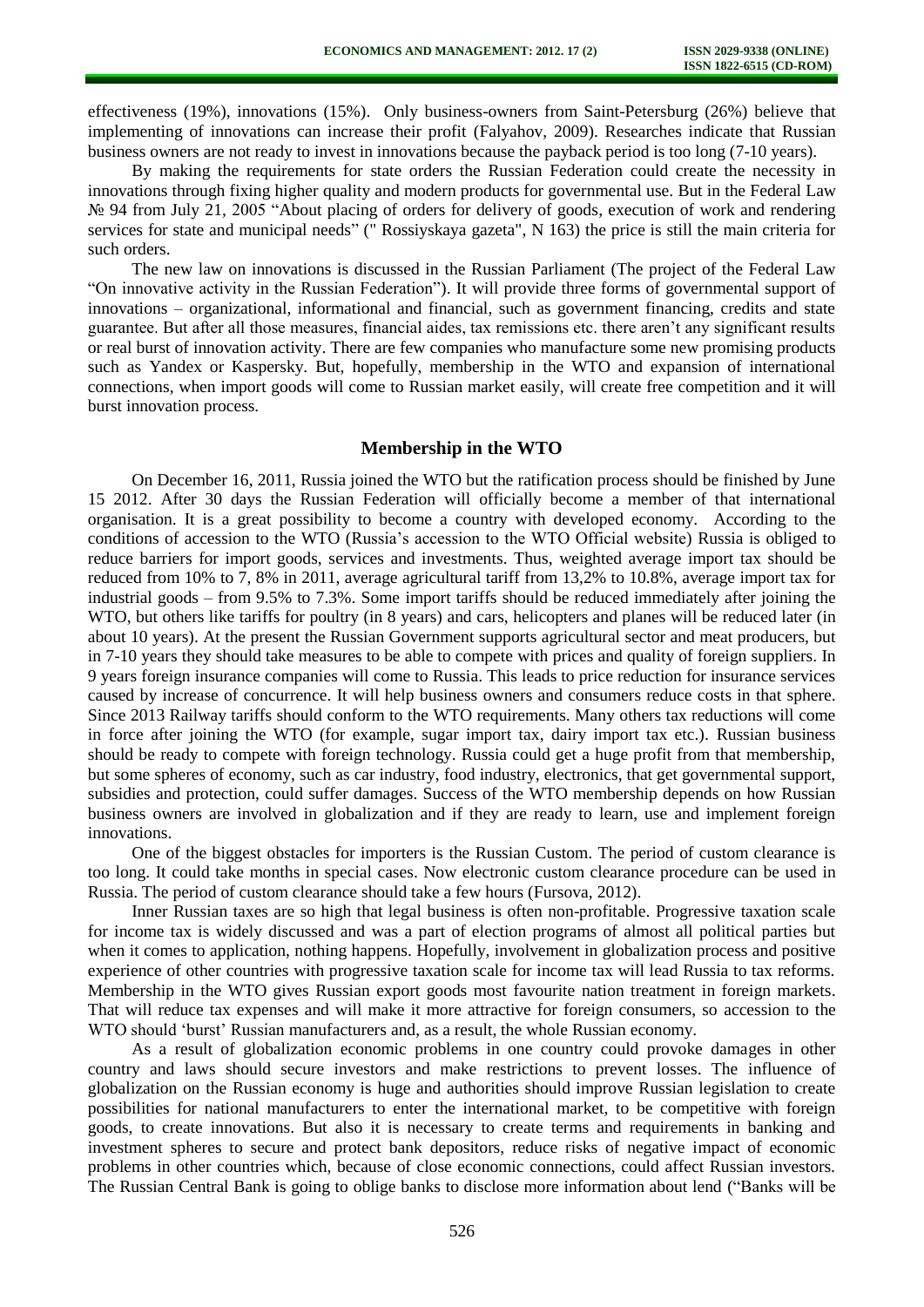effectiveness (19%), innovations (15%). Only business-owners from Saint-Petersburg (26%) believe that implementing of innovations can increase their profit (Falyahov, 2009). Researches indicate that Russian business owners are not ready to invest in innovations because the payback period is too long (7-10 years).

By making the requirements for state orders the Russian Federation could create the necessity in innovations through fixing higher quality and modern products for governmental use. But in the Federal Law № 94 from July 21, 2005 "About placing of orders for delivery of goods, execution of work and rendering services for state and municipal needs" (" Rossiyskaya gazeta", N 163) the price is still the main criteria for such orders.

The new law on innovations is discussed in the Russian Parliament (The project of the Federal Law "On innovative activity in the Russian Federation"). It will provide three forms of governmental support of innovations – organizational, informational and financial, such as government financing, credits and state guarantee. But after all those measures, financial aides, tax remissions etc. there aren't any significant results or real burst of innovation activity. There are few companies who manufacture some new promising products such as Yandex or Kaspersky. But, hopefully, membership in the WTO and expansion of international connections, when import goods will come to Russian market easily, will create free competition and it will burst innovation process.

## Membership in the WTO

On December 16, 2011, Russia joined the WTO but the ratification process should be finished by June 15 2012. After 30 days the Russian Federation will officially become a member of that international organisation. It is a great possibility to become a country with developed economy. According to the conditions of accession to the WTO (Russia's accession to the WTO Official website) Russia is obliged to reduce barriers for import goods, services and investments. Thus, weighted average import tax should be reduced from 10% to 7, 8% in 2011, average agricultural tariff from 13,2% to 10.8%, average import tax for industrial goods – from 9.5% to 7.3%. Some import tariffs should be reduced immediately after joining the WTO, but others like tariffs for poultry (in 8 years) and cars, helicopters and planes will be reduced later (in about 10 years). At the present the Russian Government supports agricultural sector and meat producers, but in 7-10 years they should take measures to be able to compete with prices and quality of foreign suppliers. In 9 years foreign insurance companies will come to Russia. This leads to price reduction for insurance services caused by increase of concurrence. It will help business owners and consumers reduce costs in that sphere. Since 2013 Railway tariffs should conform to the WTO requirements. Many others tax reductions will come in force after joining the WTO (for example, sugar import tax, dairy import tax etc.). Russian business should be ready to compete with foreign technology. Russia could get a huge profit from that membership, but some spheres of economy, such as car industry, food industry, electronics, that get governmental support, subsidies and protection, could suffer damages. Success of the WTO membership depends on how Russian business owners are involved in globalization and if they are ready to learn, use and implement foreign innovations.

One of the biggest obstacles for importers is the Russian Custom. The period of custom clearance is too long. It could take months in special cases. Now electronic custom clearance procedure can be used in Russia. The period of custom clearance should take a few hours (Fursova, 2012).

Inner Russian taxes are so high that legal business is often non-profitable. Progressive taxation scale for income tax is widely discussed and was a part of election programs of almost all political parties but when it comes to application, nothing happens. Hopefully, involvement in globalization process and positive experience of other countries with progressive taxation scale for income tax will lead Russia to tax reforms. Membership in the WTO gives Russian export goods most favourite nation treatment in foreign markets. That will reduce tax expenses and will make it more attractive for foreign consumers, so accession to the WTO should 'burst' Russian manufacturers and, as a result, the whole Russian economy.

As a result of globalization economic problems in one country could provoke damages in other country and laws should secure investors and make restrictions to prevent losses. The influence of globalization on the Russian economy is huge and authorities should improve Russian legislation to create possibilities for national manufacturers to enter the international market, to be competitive with foreign goods, to create innovations. But also it is necessary to create terms and requirements in banking and investment spheres to secure and protect bank depositors, reduce risks of negative impact of economic problems in other countries which, because of close economic connections, could affect Russian investors. The Russian Central Bank is going to oblige banks to disclose more information about lend ("Banks will be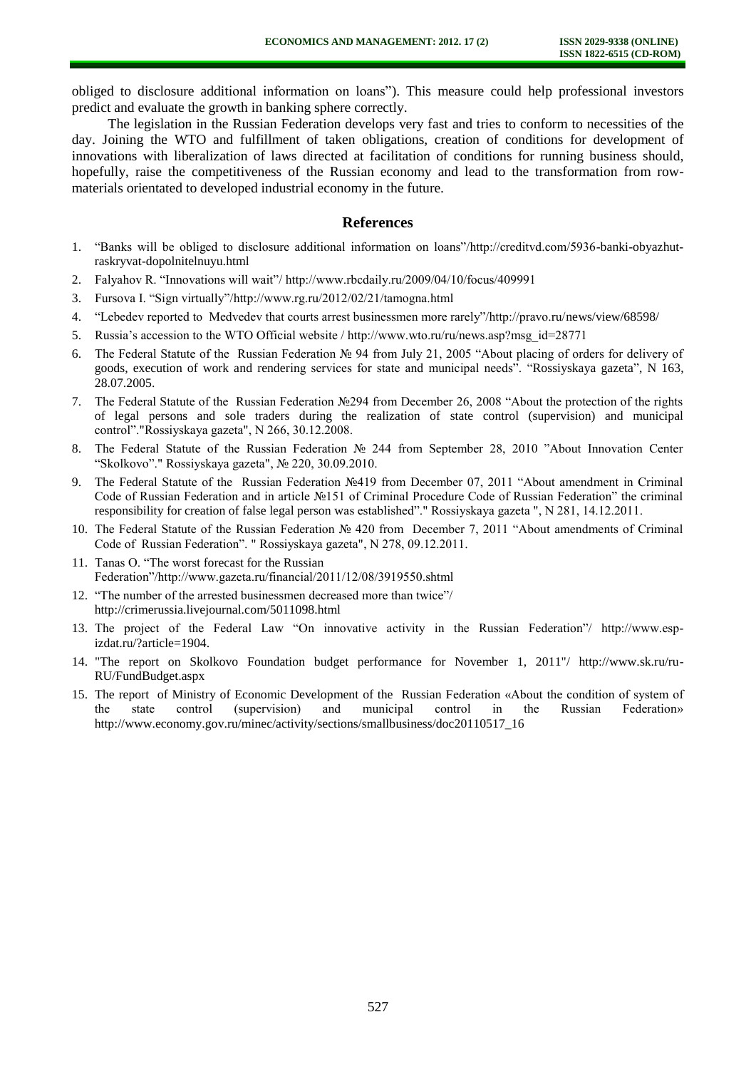obliged to disclosure additional information on loans"). This measure could help professional investors predict and evaluate the growth in banking sphere correctly.

The legislation in the Russian Federation develops very fast and tries to conform to necessities of the day. Joining the WTO and fulfillment of taken obligations, creation of conditions for development of innovations with liberalization of laws directed at facilitation of conditions for running business should, hopefully, raise the competitiveness of the Russian economy and lead to the transformation from row-materials orientated to developed industrial economy in the future.

## References

1. "Banks will be obliged to disclosure additional information on loans"/http://creditvd.com/5936-banki-obyazhut-raskryvat-dopolnitelnuyu.html
2. Falyahov R. "Innovations will wait"/ http://www.rbcdaily.ru/2009/04/10/focus/409991
3. Fursova I. "Sign virtually"/http://www.rg.ru/2012/02/21/tamogna.html
4. "Lebedev reported to Medvedev that courts arrest businessmen more rarely"/http://pravo.ru/news/view/68598/
5. Russia's accession to the WTO Official website / http://www.wto.ru/ru/news.asp?msg_id=28771
6. The Federal Statute of the Russian Federation № 94 from July 21, 2005 "About placing of orders for delivery of goods, execution of work and rendering services for state and municipal needs". "Rossiyskaya gazeta", N 163, 28.07.2005.
7. The Federal Statute of the Russian Federation №294 from December 26, 2008 "About the protection of the rights of legal persons and sole traders during the realization of state control (supervision) and municipal control"."Rossiyskaya gazeta", N 266, 30.12.2008.
8. The Federal Statute of the Russian Federation № 244 from September 28, 2010 "About Innovation Center "Skolkovo"." Rossiyskaya gazeta", № 220, 30.09.2010.
9. The Federal Statute of the Russian Federation №419 from December 07, 2011 "About amendment in Criminal Code of Russian Federation and in article №151 of Criminal Procedure Code of Russian Federation" the criminal responsibility for creation of false legal person was established"." Rossiyskaya gazeta ", N 281, 14.12.2011.
10. The Federal Statute of the Russian Federation № 420 from December 7, 2011 "About amendments of Criminal Code of Russian Federation". " Rossiyskaya gazeta", N 278, 09.12.2011.
11. Tanas O. "The worst forecast for the Russian Federation"/http://www.gazeta.ru/financial/2011/12/08/3919550.shtml
12. "The number of the arrested businessmen decreased more than twice"/ http://crimerussia.livejournal.com/5011098.html
13. The project of the Federal Law "On innovative activity in the Russian Federation"/ http://www.esp-izdat.ru/?article=1904.
14. "The report on Skolkovo Foundation budget performance for November 1, 2011"/ http://www.sk.ru/ru-RU/FundBudget.aspx
15. The report of Ministry of Economic Development of the Russian Federation «About the condition of system of the state control (supervision) and municipal control in the Russian Federation» http://www.economy.gov.ru/minec/activity/sections/smallbusiness/doc20110517_16